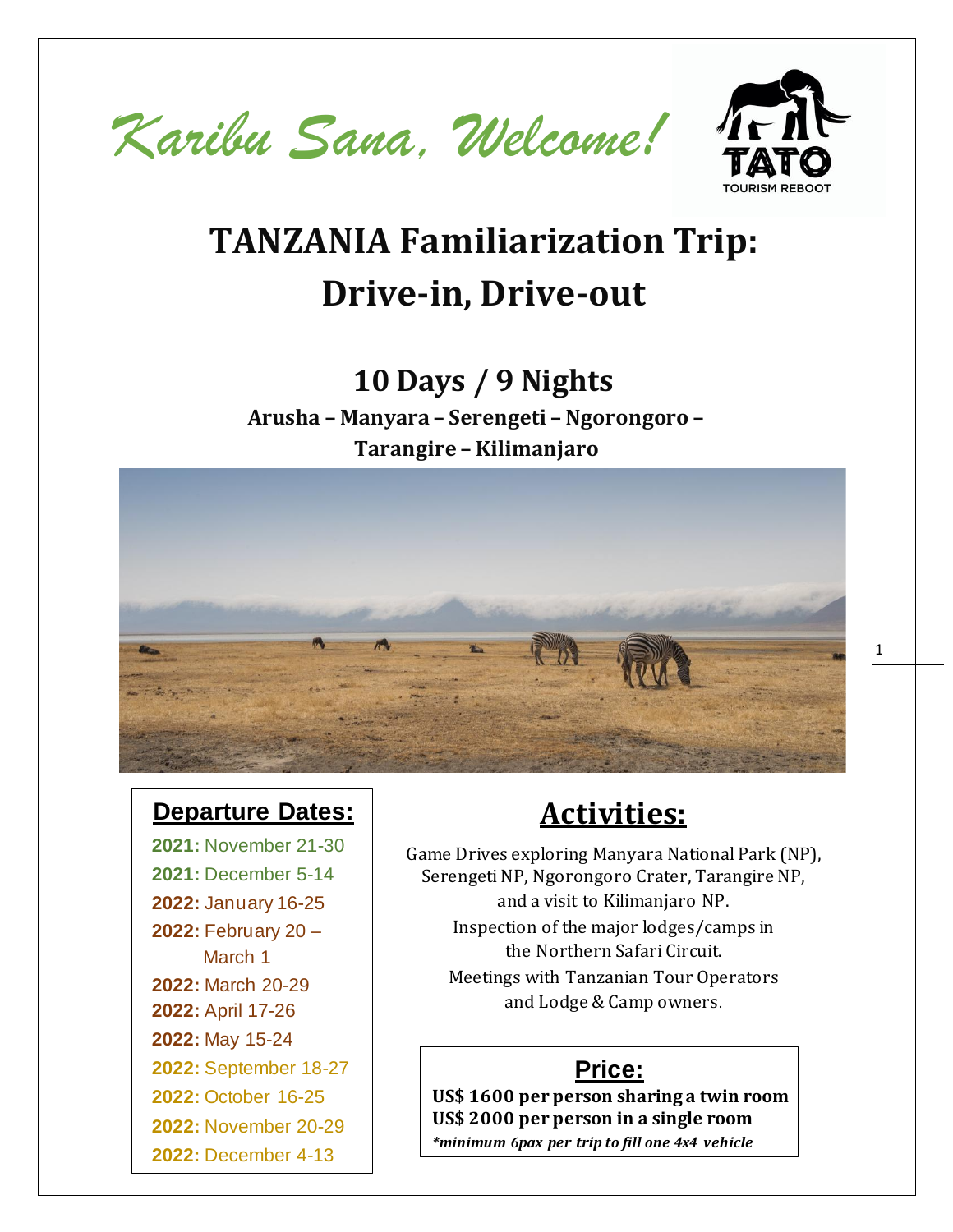*Karibu Sana, Welcome!*

TATO
TOURISM REBOOT

# TANZANIA Familiarization Trip: Drive-in, Drive-out

## 10 Days / 9 Nights

**Arusha – Manyara – Serengeti – Ngorongoro – Tarangire – Kilimanjaro**

### Departure Dates:

- **2021:** November 21-30
- **2021:** December 5-14
- **2022:** January 16-25
- **2022:** February 20 – March 1
- **2022:** March 20-29
- **2022:** April 17-26
- **2022:** May 15-24
- **2022:** September 18-27
- **2022:** October 16-25
- **2022:** November 20-29
- **2022:** December 4-13

## Activities:

Game Drives exploring Manyara National Park (NP), Serengeti NP, Ngorongoro Crater, Tarangire NP, and a visit to Kilimanjaro NP.

Inspection of the major lodges/camps in the Northern Safari Circuit.

Meetings with Tanzanian Tour Operators and Lodge & Camp owners.

### Price:

**US$ 1600 per person sharing a twin room**
**US$ 2000 per person in a single room**
***minimum 6pax per trip to fill one 4x4 vehicle***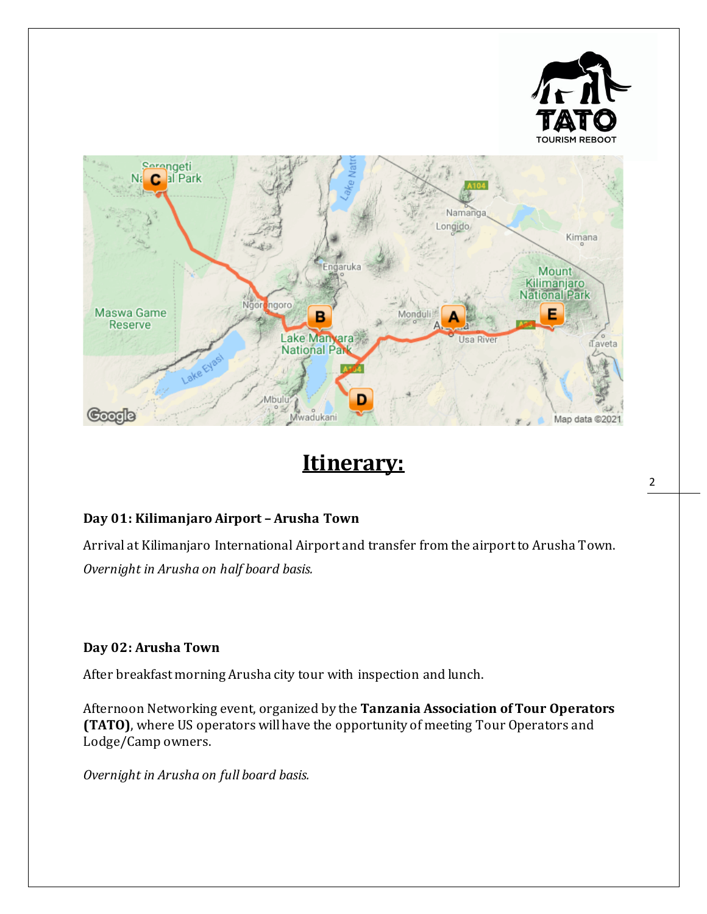# Itinerary:

### Day 01: Kilimanjaro Airport – Arusha Town

Arrival at Kilimanjaro International Airport and transfer from the airport to Arusha Town.

*Overnight in Arusha on half board basis.*

### Day 02: Arusha Town

After breakfast morning Arusha city tour with inspection and lunch.

Afternoon Networking event, organized by the **Tanzania Association of Tour Operators (TATO)**, where US operators will have the opportunity of meeting Tour Operators and Lodge/Camp owners.

*Overnight in Arusha on full board basis.*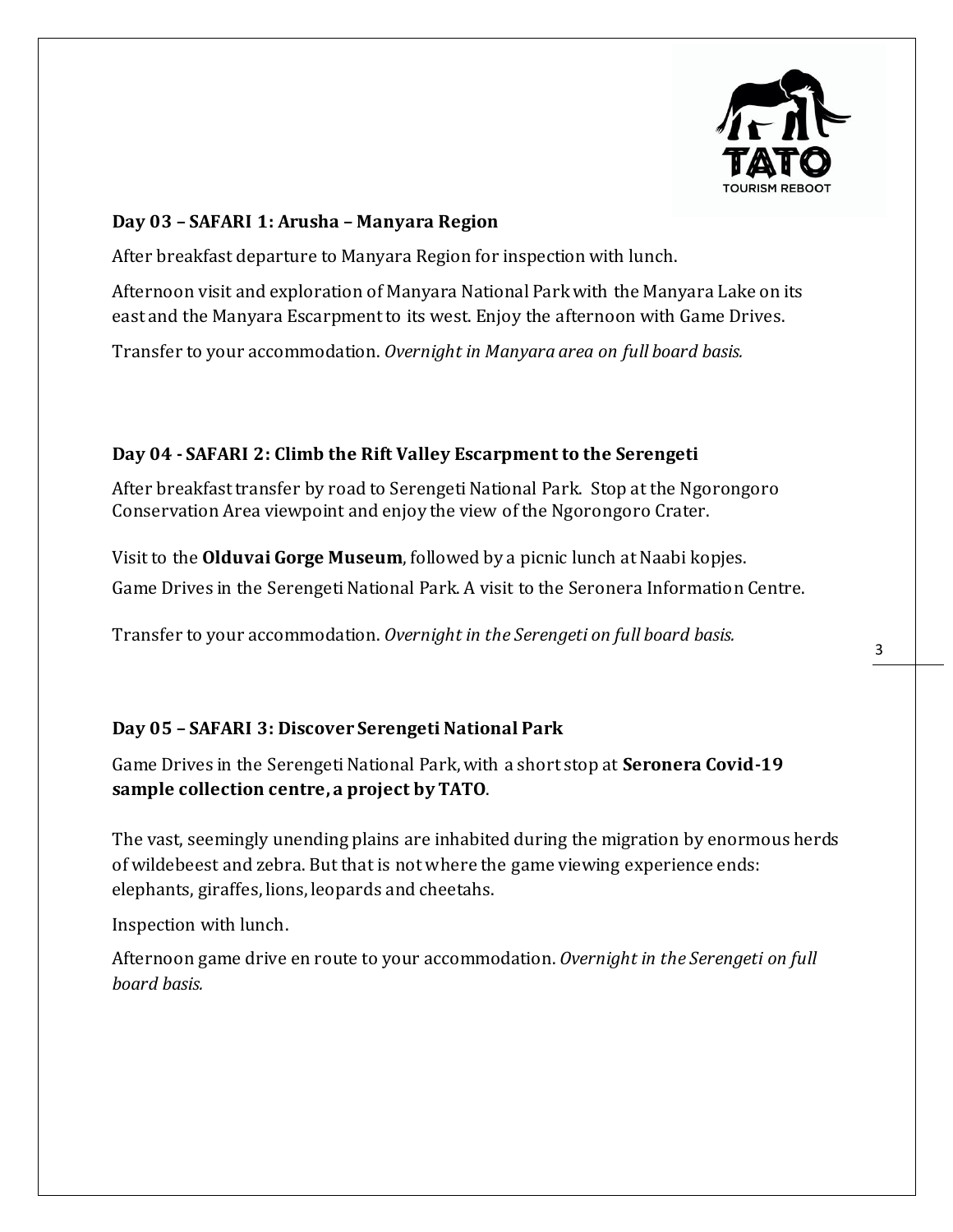### Day 03 – SAFARI 1: Arusha – Manyara Region

After breakfast departure to Manyara Region for inspection with lunch.

Afternoon visit and exploration of Manyara National Park with the Manyara Lake on its east and the Manyara Escarpment to its west. Enjoy the afternoon with Game Drives.

Transfer to your accommodation. *Overnight in Manyara area on full board basis.*

### Day 04 - SAFARI 2: Climb the Rift Valley Escarpment to the Serengeti

After breakfast transfer by road to Serengeti National Park. Stop at the Ngorongoro Conservation Area viewpoint and enjoy the view of the Ngorongoro Crater.

Visit to the **Olduvai Gorge Museum**, followed by a picnic lunch at Naabi kopjes.

Game Drives in the Serengeti National Park. A visit to the Seronera Information Centre.

Transfer to your accommodation. *Overnight in the Serengeti on full board basis.*

### Day 05 – SAFARI 3: Discover Serengeti National Park

Game Drives in the Serengeti National Park, with a short stop at **Seronera Covid-19 sample collection centre, a project by TATO**.

The vast, seemingly unending plains are inhabited during the migration by enormous herds of wildebeest and zebra. But that is not where the game viewing experience ends: elephants, giraffes, lions, leopards and cheetahs.

Inspection with lunch.

Afternoon game drive en route to your accommodation. *Overnight in the Serengeti on full board basis.*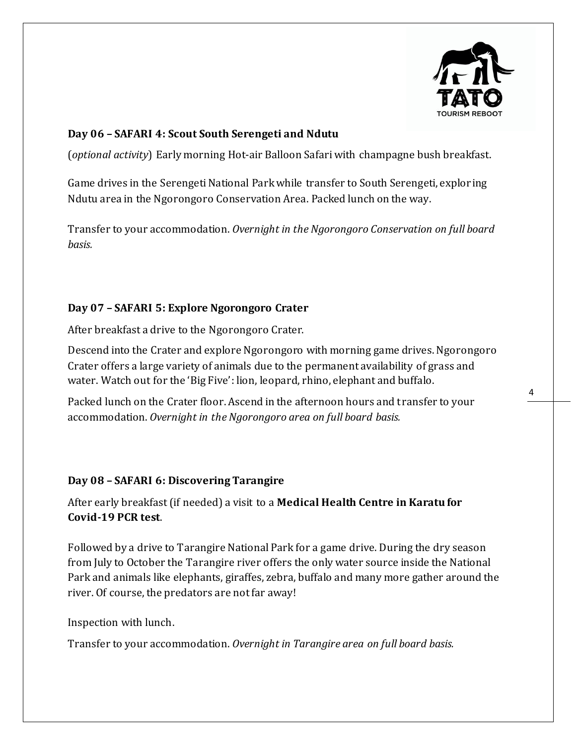## Day 06 – SAFARI 4: Scout South Serengeti and Ndutu

(*optional activity*) Early morning Hot-air Balloon Safari with champagne bush breakfast.

Game drives in the Serengeti National Park while transfer to South Serengeti, exploring Ndutu area in the Ngorongoro Conservation Area. Packed lunch on the way.

Transfer to your accommodation. *Overnight in the Ngorongoro Conservation on full board basis.*

## Day 07 – SAFARI 5: Explore Ngorongoro Crater

After breakfast a drive to the Ngorongoro Crater.

Descend into the Crater and explore Ngorongoro with morning game drives. Ngorongoro Crater offers a large variety of animals due to the permanent availability of grass and water. Watch out for the 'Big Five': lion, leopard, rhino, elephant and buffalo.

Packed lunch on the Crater floor. Ascend in the afternoon hours and transfer to your accommodation. *Overnight in the Ngorongoro area on full board basis.*

## Day 08 – SAFARI 6: Discovering Tarangire

After early breakfast (if needed) a visit to a **Medical Health Centre in Karatu for Covid-19 PCR test**.

Followed by a drive to Tarangire National Park for a game drive. During the dry season from July to October the Tarangire river offers the only water source inside the National Park and animals like elephants, giraffes, zebra, buffalo and many more gather around the river. Of course, the predators are not far away!

Inspection with lunch.

Transfer to your accommodation. *Overnight in Tarangire area on full board basis.*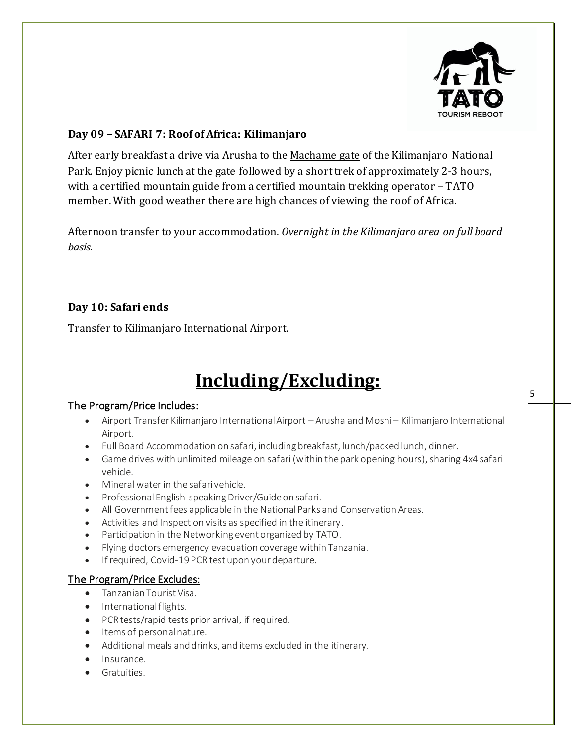### Day 09 – SAFARI 7: Roof of Africa: Kilimanjaro

After early breakfast a drive via Arusha to the Machame gate of the Kilimanjaro National Park. Enjoy picnic lunch at the gate followed by a short trek of approximately 2-3 hours, with a certified mountain guide from a certified mountain trekking operator – TATO member. With good weather there are high chances of viewing the roof of Africa.

Afternoon transfer to your accommodation. *Overnight in the Kilimanjaro area on full board basis.*

### Day 10: Safari ends

Transfer to Kilimanjaro International Airport.

# Including/Excluding:

## The Program/Price Includes:

- Airport Transfer Kilimanjaro International Airport – Arusha and Moshi – Kilimanjaro International Airport.
- Full Board Accommodation on safari, including breakfast, lunch/packed lunch, dinner.
- Game drives with unlimited mileage on safari (within the park opening hours), sharing 4x4 safari vehicle.
- Mineral water in the safari vehicle.
- Professional English-speaking Driver/Guide on safari.
- All Government fees applicable in the National Parks and Conservation Areas.
- Activities and Inspection visits as specified in the itinerary.
- Participation in the Networking event organized by TATO.
- Flying doctors emergency evacuation coverage within Tanzania.
- If required, Covid-19 PCR test upon your departure.

## The Program/Price Excludes:

- Tanzanian Tourist Visa.
- International flights.
- PCR tests/rapid tests prior arrival, if required.
- Items of personal nature.
- Additional meals and drinks, and items excluded in the itinerary.
- Insurance.
- Gratuities.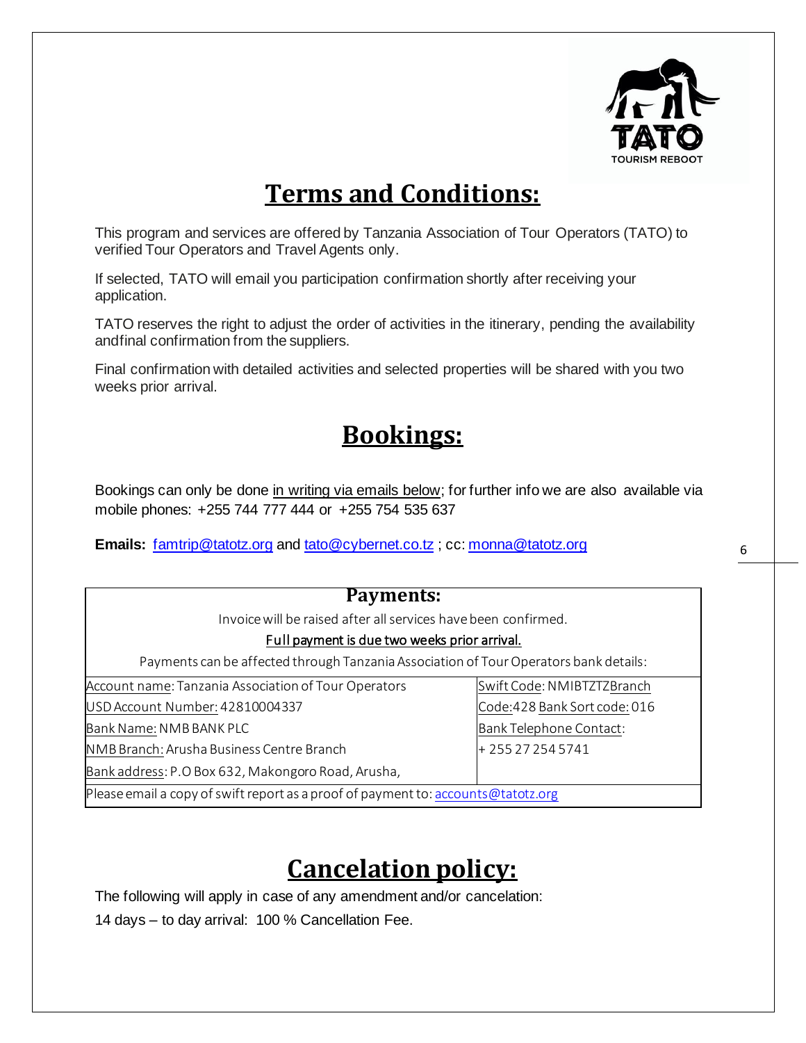# Terms and Conditions:

This program and services are offered by Tanzania Association of Tour Operators (TATO) to verified Tour Operators and Travel Agents only.

If selected, TATO will email you participation confirmation shortly after receiving your application.

TATO reserves the right to adjust the order of activities in the itinerary, pending the availability andfinal confirmation from the suppliers.

Final confirmation with detailed activities and selected properties will be shared with you two weeks prior arrival.

# Bookings:

Bookings can only be done in writing via emails below; for further info we are also available via mobile phones: +255 744 777 444 or +255 754 535 637

**Emails:** famtrip@tatotz.org and tato@cybernet.co.tz ; cc: monna@tatotz.org

## Payments:

Invoice will be raised after all services have been confirmed.

Full payment is due two weeks prior arrival.

Payments can be affected through Tanzania Association of Tour Operators bank details:

| | |
|---|---|
| Account name: Tanzania Association of Tour Operators | Swift Code: NMIBTZTZBranch |
| USD Account Number: 42810004337 | Code:428 Bank Sort code: 016 |
| Bank Name: NMB BANK PLC | Bank Telephone Contact: |
| NMB Branch: Arusha Business Centre Branch | + 255 27 2545741 |
| Bank address: P.O Box 632, Makongoro Road, Arusha, | |

Please email a copy of swift report as a proof of payment to: accounts@tatotz.org

# Cancelation policy:

The following will apply in case of any amendment and/or cancelation:

14 days – to day arrival: 100 % Cancellation Fee.